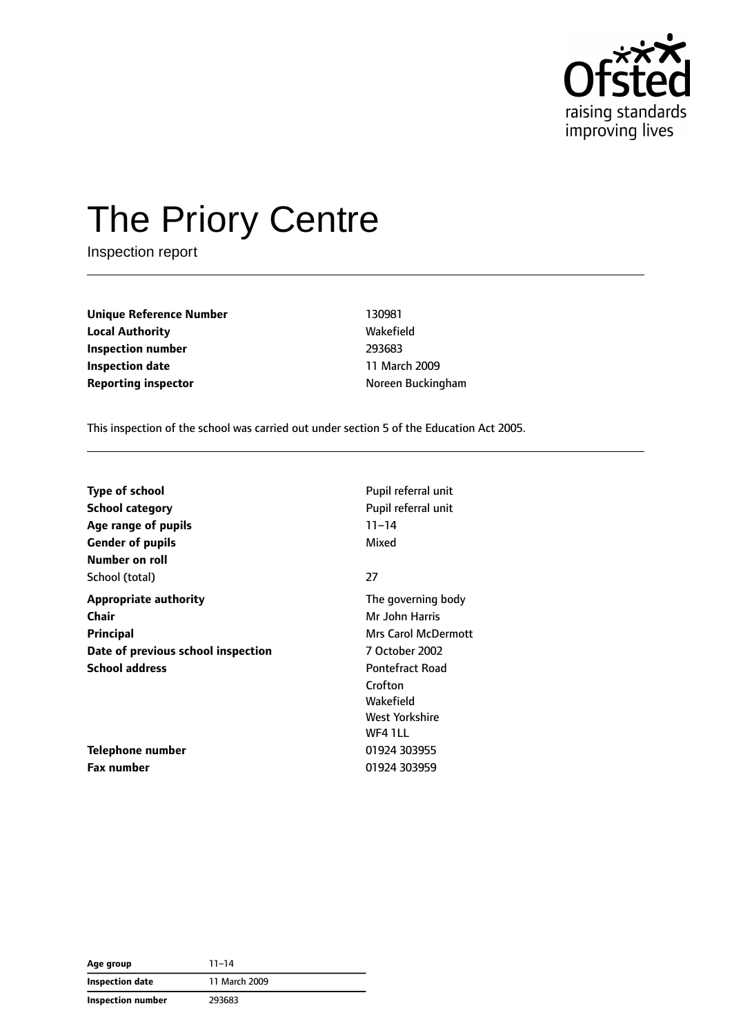# The Priory Centre

Inspection report

| | |
|---|---|
| **Unique Reference Number** | 130981 |
| **Local Authority** | Wakefield |
| **Inspection number** | 293683 |
| **Inspection date** | 11 March 2009 |
| **Reporting inspector** | Noreen Buckingham |

This inspection of the school was carried out under section 5 of the Education Act 2005.

| | |
|---|---|
| **Type of school** | Pupil referral unit |
| **School category** | Pupil referral unit |
| **Age range of pupils** | 11–14 |
| **Gender of pupils** | Mixed |
| **Number on roll** | |
| School (total) | 27 |
| **Appropriate authority** | The governing body |
| **Chair** | Mr John Harris |
| **Principal** | Mrs Carol McDermott |
| **Date of previous school inspection** | 7 October 2002 |
| **School address** | Pontefract Road<br>Crofton<br>Wakefield<br>West Yorkshire<br>WF4 1LL |
| **Telephone number** | 01924 303955 |
| **Fax number** | 01924 303959 |

| | |
|---|---|
| **Age group** | 11–14 |
| **Inspection date** | 11 March 2009 |
| **Inspection number** | 293683 |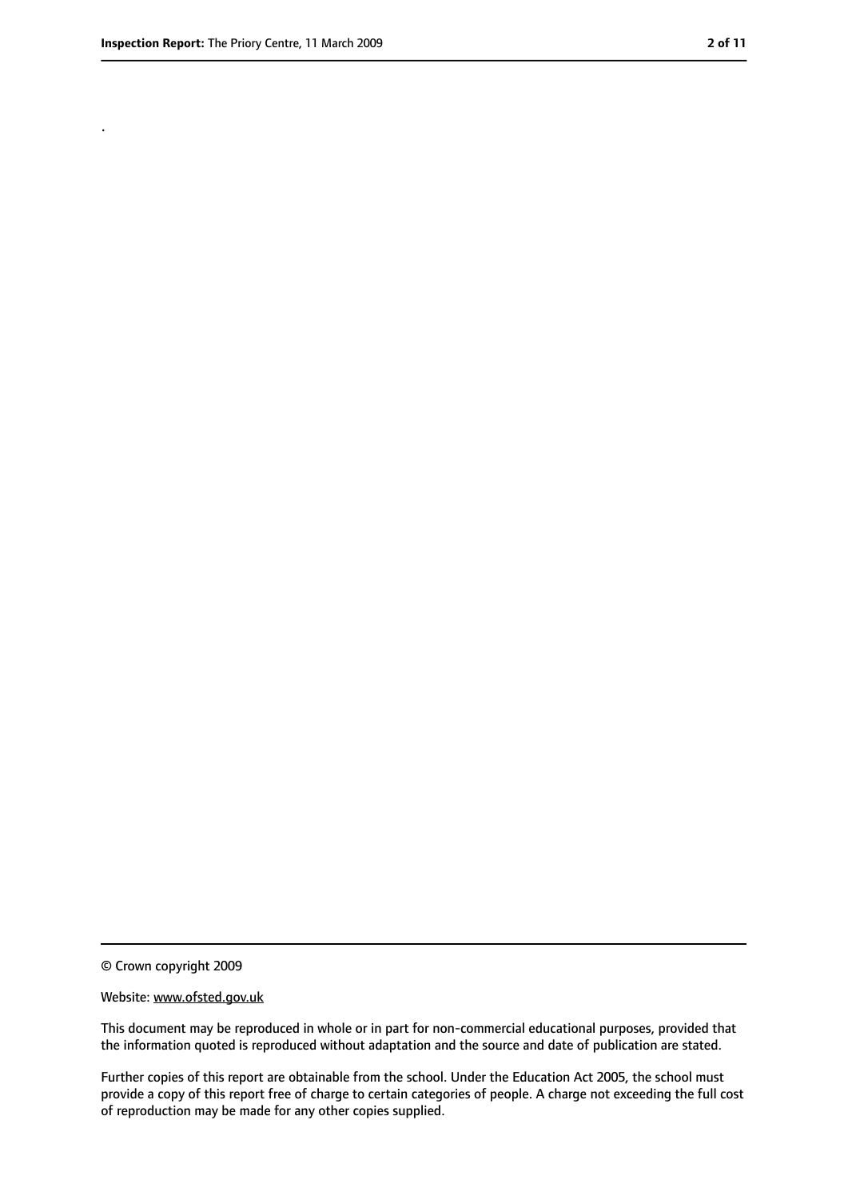.

© Crown copyright 2009

Website: www.ofsted.gov.uk

This document may be reproduced in whole or in part for non-commercial educational purposes, provided that the information quoted is reproduced without adaptation and the source and date of publication are stated.

Further copies of this report are obtainable from the school. Under the Education Act 2005, the school must provide a copy of this report free of charge to certain categories of people. A charge not exceeding the full cost of reproduction may be made for any other copies supplied.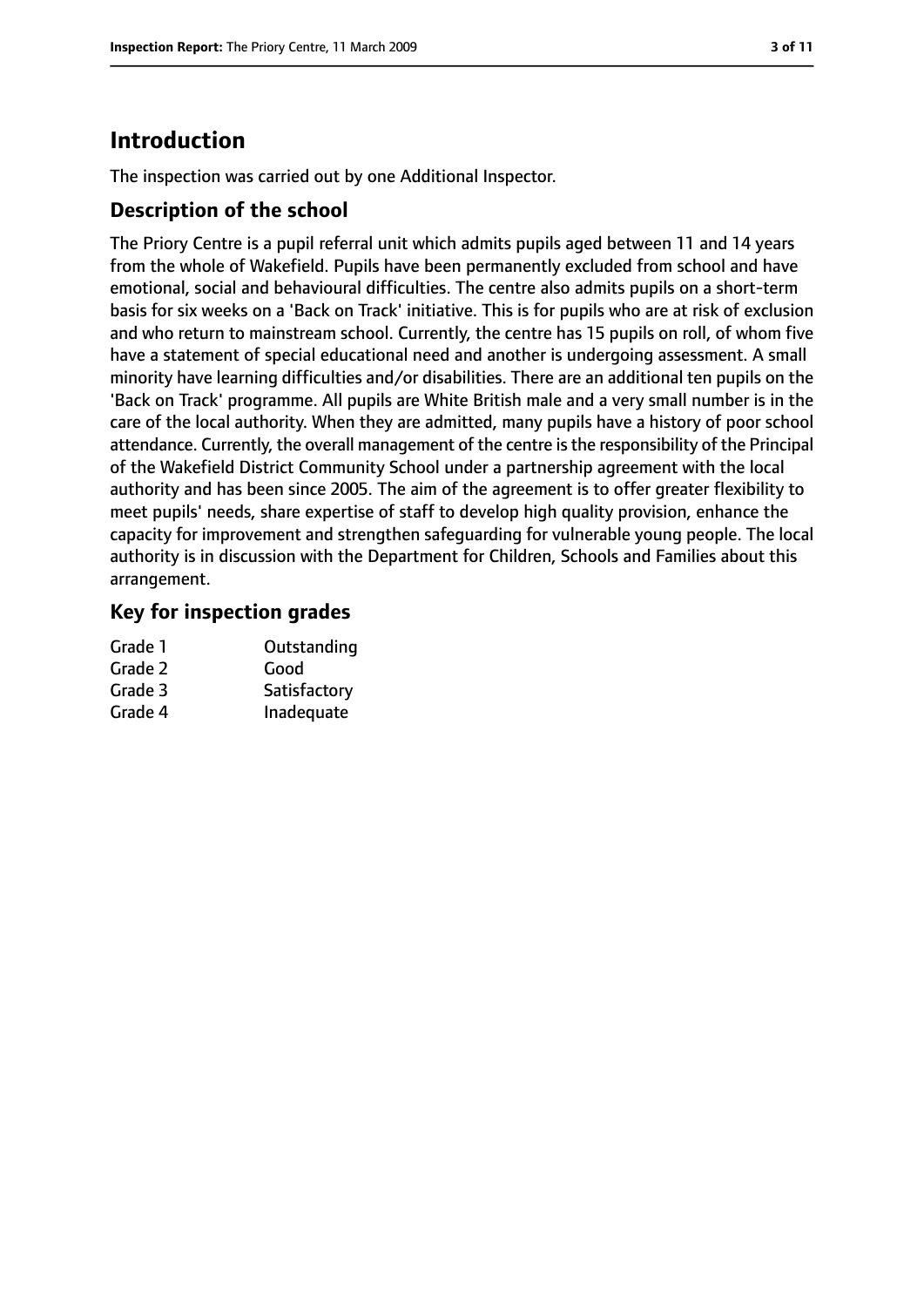## Introduction

The inspection was carried out by one Additional Inspector.

### Description of the school

The Priory Centre is a pupil referral unit which admits pupils aged between 11 and 14 years from the whole of Wakefield. Pupils have been permanently excluded from school and have emotional, social and behavioural difficulties. The centre also admits pupils on a short-term basis for six weeks on a 'Back on Track' initiative. This is for pupils who are at risk of exclusion and who return to mainstream school. Currently, the centre has 15 pupils on roll, of whom five have a statement of special educational need and another is undergoing assessment. A small minority have learning difficulties and/or disabilities. There are an additional ten pupils on the 'Back on Track' programme. All pupils are White British male and a very small number is in the care of the local authority. When they are admitted, many pupils have a history of poor school attendance. Currently, the overall management of the centre is the responsibility of the Principal of the Wakefield District Community School under a partnership agreement with the local authority and has been since 2005. The aim of the agreement is to offer greater flexibility to meet pupils' needs, share expertise of staff to develop high quality provision, enhance the capacity for improvement and strengthen safeguarding for vulnerable young people. The local authority is in discussion with the Department for Children, Schools and Families about this arrangement.

### Key for inspection grades

| | |
|---|---|
| Grade 1 | Outstanding |
| Grade 2 | Good |
| Grade 3 | Satisfactory |
| Grade 4 | Inadequate |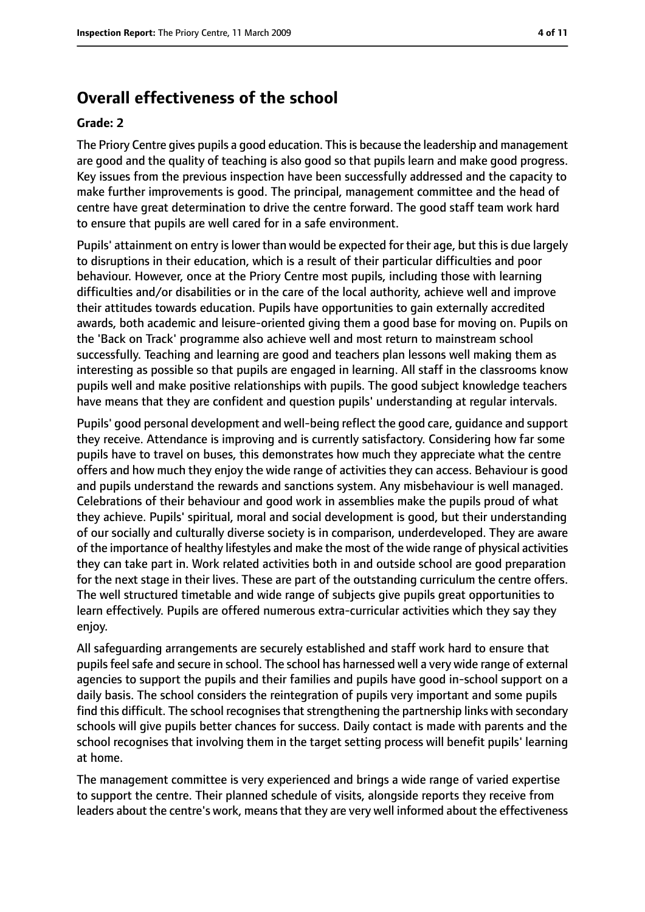## Overall effectiveness of the school

**Grade: 2**

The Priory Centre gives pupils a good education. This is because the leadership and management are good and the quality of teaching is also good so that pupils learn and make good progress. Key issues from the previous inspection have been successfully addressed and the capacity to make further improvements is good. The principal, management committee and the head of centre have great determination to drive the centre forward. The good staff team work hard to ensure that pupils are well cared for in a safe environment.

Pupils' attainment on entry is lower than would be expected for their age, but this is due largely to disruptions in their education, which is a result of their particular difficulties and poor behaviour. However, once at the Priory Centre most pupils, including those with learning difficulties and/or disabilities or in the care of the local authority, achieve well and improve their attitudes towards education. Pupils have opportunities to gain externally accredited awards, both academic and leisure-oriented giving them a good base for moving on. Pupils on the 'Back on Track' programme also achieve well and most return to mainstream school successfully. Teaching and learning are good and teachers plan lessons well making them as interesting as possible so that pupils are engaged in learning. All staff in the classrooms know pupils well and make positive relationships with pupils. The good subject knowledge teachers have means that they are confident and question pupils' understanding at regular intervals.

Pupils' good personal development and well-being reflect the good care, guidance and support they receive. Attendance is improving and is currently satisfactory. Considering how far some pupils have to travel on buses, this demonstrates how much they appreciate what the centre offers and how much they enjoy the wide range of activities they can access. Behaviour is good and pupils understand the rewards and sanctions system. Any misbehaviour is well managed. Celebrations of their behaviour and good work in assemblies make the pupils proud of what they achieve. Pupils' spiritual, moral and social development is good, but their understanding of our socially and culturally diverse society is in comparison, underdeveloped. They are aware of the importance of healthy lifestyles and make the most of the wide range of physical activities they can take part in. Work related activities both in and outside school are good preparation for the next stage in their lives. These are part of the outstanding curriculum the centre offers. The well structured timetable and wide range of subjects give pupils great opportunities to learn effectively. Pupils are offered numerous extra-curricular activities which they say they enjoy.

All safeguarding arrangements are securely established and staff work hard to ensure that pupils feel safe and secure in school. The school has harnessed well a very wide range of external agencies to support the pupils and their families and pupils have good in-school support on a daily basis. The school considers the reintegration of pupils very important and some pupils find this difficult. The school recognises that strengthening the partnership links with secondary schools will give pupils better chances for success. Daily contact is made with parents and the school recognises that involving them in the target setting process will benefit pupils' learning at home.

The management committee is very experienced and brings a wide range of varied expertise to support the centre. Their planned schedule of visits, alongside reports they receive from leaders about the centre's work, means that they are very well informed about the effectiveness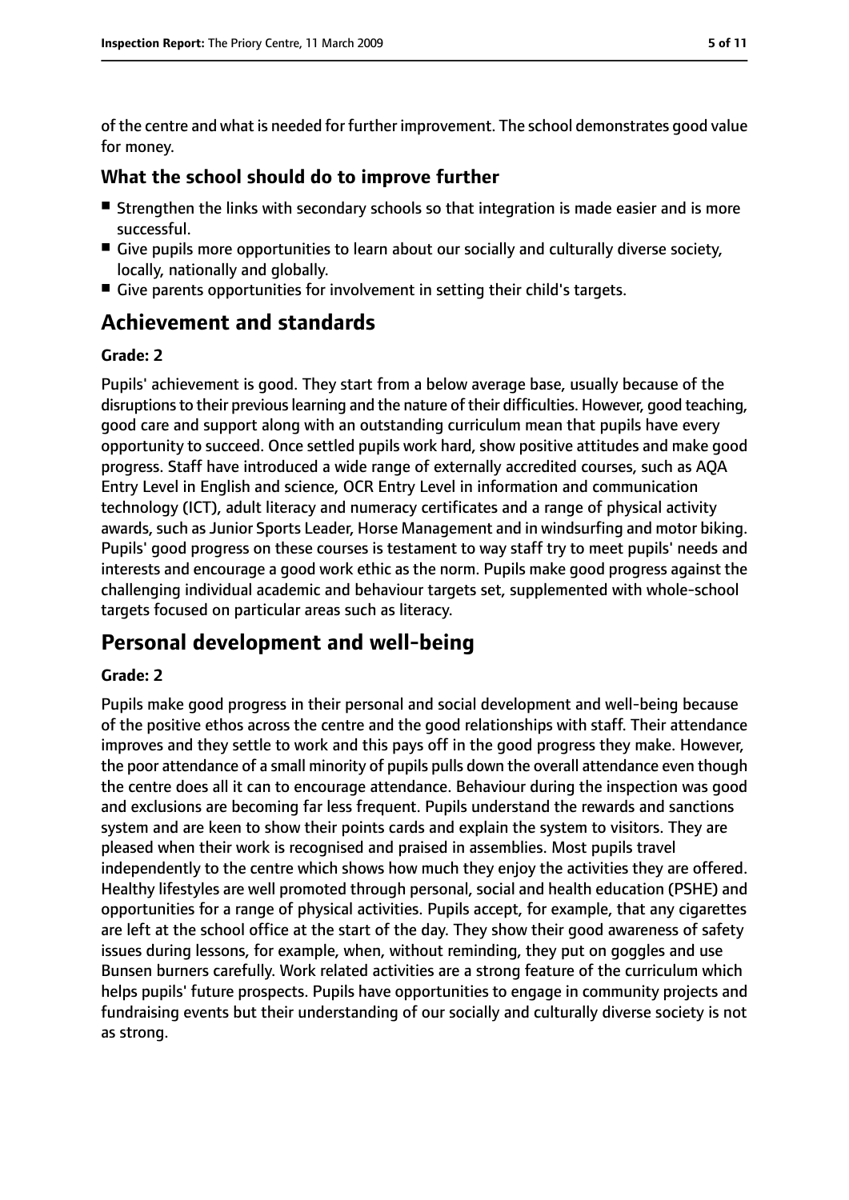of the centre and what is needed for further improvement. The school demonstrates good value for money.

### What the school should do to improve further

- Strengthen the links with secondary schools so that integration is made easier and is more successful.
- Give pupils more opportunities to learn about our socially and culturally diverse society, locally, nationally and globally.
- Give parents opportunities for involvement in setting their child's targets.

## Achievement and standards

**Grade: 2**

Pupils' achievement is good. They start from a below average base, usually because of the disruptions to their previous learning and the nature of their difficulties. However, good teaching, good care and support along with an outstanding curriculum mean that pupils have every opportunity to succeed. Once settled pupils work hard, show positive attitudes and make good progress. Staff have introduced a wide range of externally accredited courses, such as AQA Entry Level in English and science, OCR Entry Level in information and communication technology (ICT), adult literacy and numeracy certificates and a range of physical activity awards, such as Junior Sports Leader, Horse Management and in windsurfing and motor biking. Pupils' good progress on these courses is testament to way staff try to meet pupils' needs and interests and encourage a good work ethic as the norm. Pupils make good progress against the challenging individual academic and behaviour targets set, supplemented with whole-school targets focused on particular areas such as literacy.

## Personal development and well-being

**Grade: 2**

Pupils make good progress in their personal and social development and well-being because of the positive ethos across the centre and the good relationships with staff. Their attendance improves and they settle to work and this pays off in the good progress they make. However, the poor attendance of a small minority of pupils pulls down the overall attendance even though the centre does all it can to encourage attendance. Behaviour during the inspection was good and exclusions are becoming far less frequent. Pupils understand the rewards and sanctions system and are keen to show their points cards and explain the system to visitors. They are pleased when their work is recognised and praised in assemblies. Most pupils travel independently to the centre which shows how much they enjoy the activities they are offered. Healthy lifestyles are well promoted through personal, social and health education (PSHE) and opportunities for a range of physical activities. Pupils accept, for example, that any cigarettes are left at the school office at the start of the day. They show their good awareness of safety issues during lessons, for example, when, without reminding, they put on goggles and use Bunsen burners carefully. Work related activities are a strong feature of the curriculum which helps pupils' future prospects. Pupils have opportunities to engage in community projects and fundraising events but their understanding of our socially and culturally diverse society is not as strong.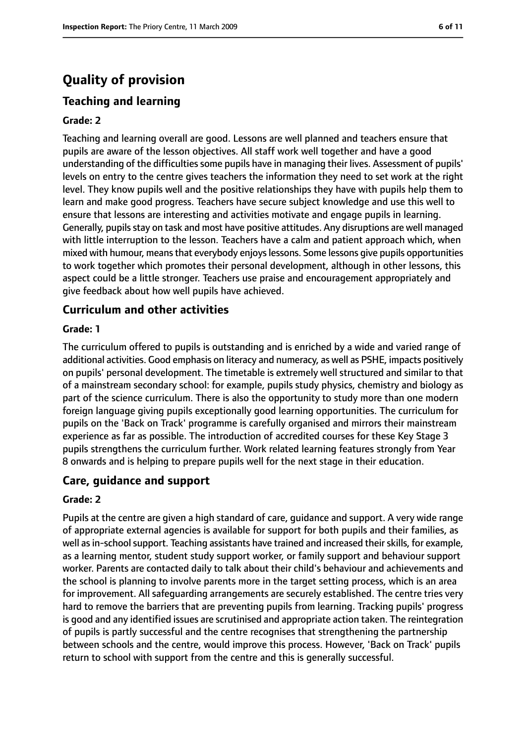# Quality of provision

## Teaching and learning

**Grade: 2**

Teaching and learning overall are good. Lessons are well planned and teachers ensure that pupils are aware of the lesson objectives. All staff work well together and have a good understanding of the difficulties some pupils have in managing their lives. Assessment of pupils' levels on entry to the centre gives teachers the information they need to set work at the right level. They know pupils well and the positive relationships they have with pupils help them to learn and make good progress. Teachers have secure subject knowledge and use this well to ensure that lessons are interesting and activities motivate and engage pupils in learning. Generally, pupils stay on task and most have positive attitudes. Any disruptions are well managed with little interruption to the lesson. Teachers have a calm and patient approach which, when mixed with humour, means that everybody enjoys lessons. Some lessons give pupils opportunities to work together which promotes their personal development, although in other lessons, this aspect could be a little stronger. Teachers use praise and encouragement appropriately and give feedback about how well pupils have achieved.

## Curriculum and other activities

**Grade: 1**

The curriculum offered to pupils is outstanding and is enriched by a wide and varied range of additional activities. Good emphasis on literacy and numeracy, as well as PSHE, impacts positively on pupils' personal development. The timetable is extremely well structured and similar to that of a mainstream secondary school: for example, pupils study physics, chemistry and biology as part of the science curriculum. There is also the opportunity to study more than one modern foreign language giving pupils exceptionally good learning opportunities. The curriculum for pupils on the 'Back on Track' programme is carefully organised and mirrors their mainstream experience as far as possible. The introduction of accredited courses for these Key Stage 3 pupils strengthens the curriculum further. Work related learning features strongly from Year 8 onwards and is helping to prepare pupils well for the next stage in their education.

## Care, guidance and support

**Grade: 2**

Pupils at the centre are given a high standard of care, guidance and support. A very wide range of appropriate external agencies is available for support for both pupils and their families, as well as in-school support. Teaching assistants have trained and increased their skills, for example, as a learning mentor, student study support worker, or family support and behaviour support worker. Parents are contacted daily to talk about their child's behaviour and achievements and the school is planning to involve parents more in the target setting process, which is an area for improvement. All safeguarding arrangements are securely established. The centre tries very hard to remove the barriers that are preventing pupils from learning. Tracking pupils' progress is good and any identified issues are scrutinised and appropriate action taken. The reintegration of pupils is partly successful and the centre recognises that strengthening the partnership between schools and the centre, would improve this process. However, 'Back on Track' pupils return to school with support from the centre and this is generally successful.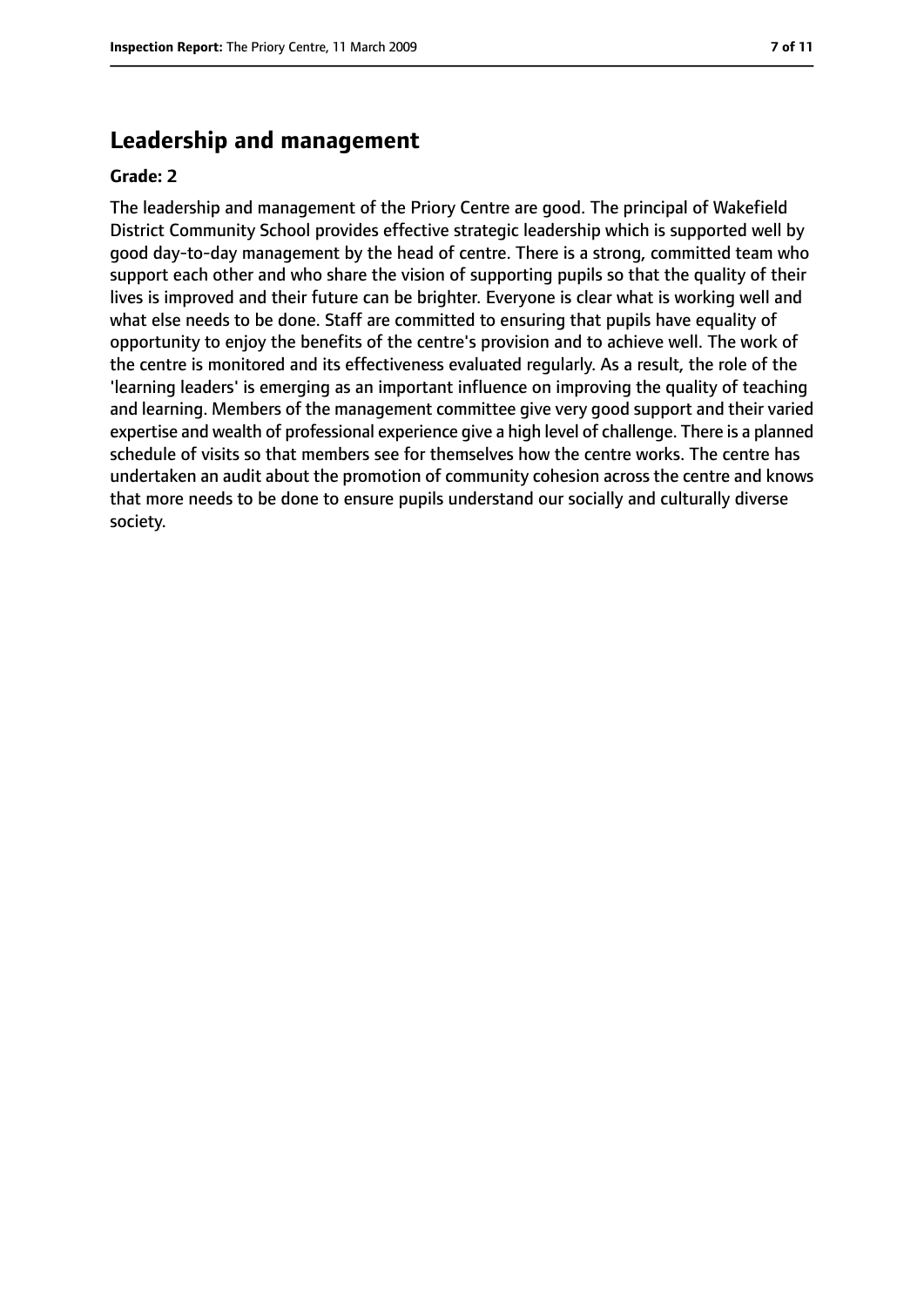## Leadership and management

**Grade: 2**

The leadership and management of the Priory Centre are good. The principal of Wakefield District Community School provides effective strategic leadership which is supported well by good day-to-day management by the head of centre. There is a strong, committed team who support each other and who share the vision of supporting pupils so that the quality of their lives is improved and their future can be brighter. Everyone is clear what is working well and what else needs to be done. Staff are committed to ensuring that pupils have equality of opportunity to enjoy the benefits of the centre's provision and to achieve well. The work of the centre is monitored and its effectiveness evaluated regularly. As a result, the role of the 'learning leaders' is emerging as an important influence on improving the quality of teaching and learning. Members of the management committee give very good support and their varied expertise and wealth of professional experience give a high level of challenge. There is a planned schedule of visits so that members see for themselves how the centre works. The centre has undertaken an audit about the promotion of community cohesion across the centre and knows that more needs to be done to ensure pupils understand our socially and culturally diverse society.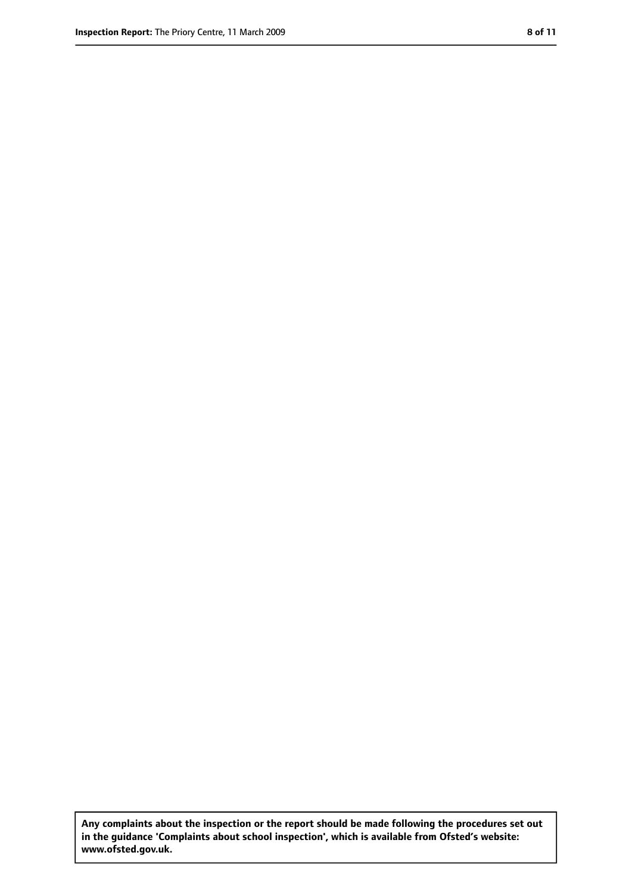**Any complaints about the inspection or the report should be made following the procedures set out in the guidance 'Complaints about school inspection', which is available from Ofsted's website: www.ofsted.gov.uk.**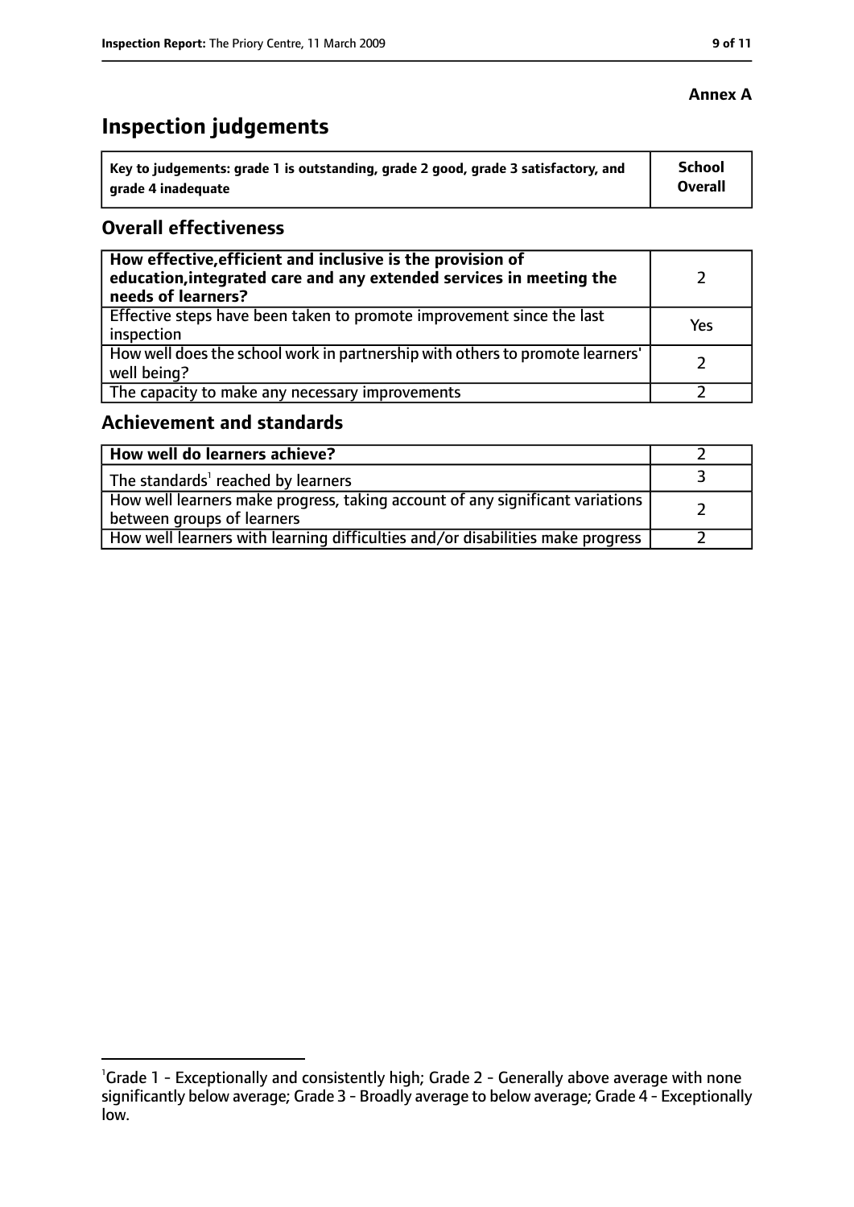**Annex A**

# Inspection judgements

| Key to judgements: grade 1 is outstanding, grade 2 good, grade 3 satisfactory, and grade 4 inadequate | School Overall |
|---|---|

## Overall effectiveness

| | |
|---|---|
| **How effective, efficient and inclusive is the provision of education, integrated care and any extended services in meeting the needs of learners?** | 2 |
| Effective steps have been taken to promote improvement since the last inspection | Yes |
| How well does the school work in partnership with others to promote learners' well being? | 2 |
| The capacity to make any necessary improvements | 2 |

## Achievement and standards

| | |
|---|---|
| **How well do learners achieve?** | 2 |
| The standards[1] reached by learners | 3 |
| How well learners make progress, taking account of any significant variations between groups of learners | 2 |
| How well learners with learning difficulties and/or disabilities make progress | 2 |

[1]Grade 1 - Exceptionally and consistently high; Grade 2 - Generally above average with none significantly below average; Grade 3 - Broadly average to below average; Grade 4 - Exceptionally low.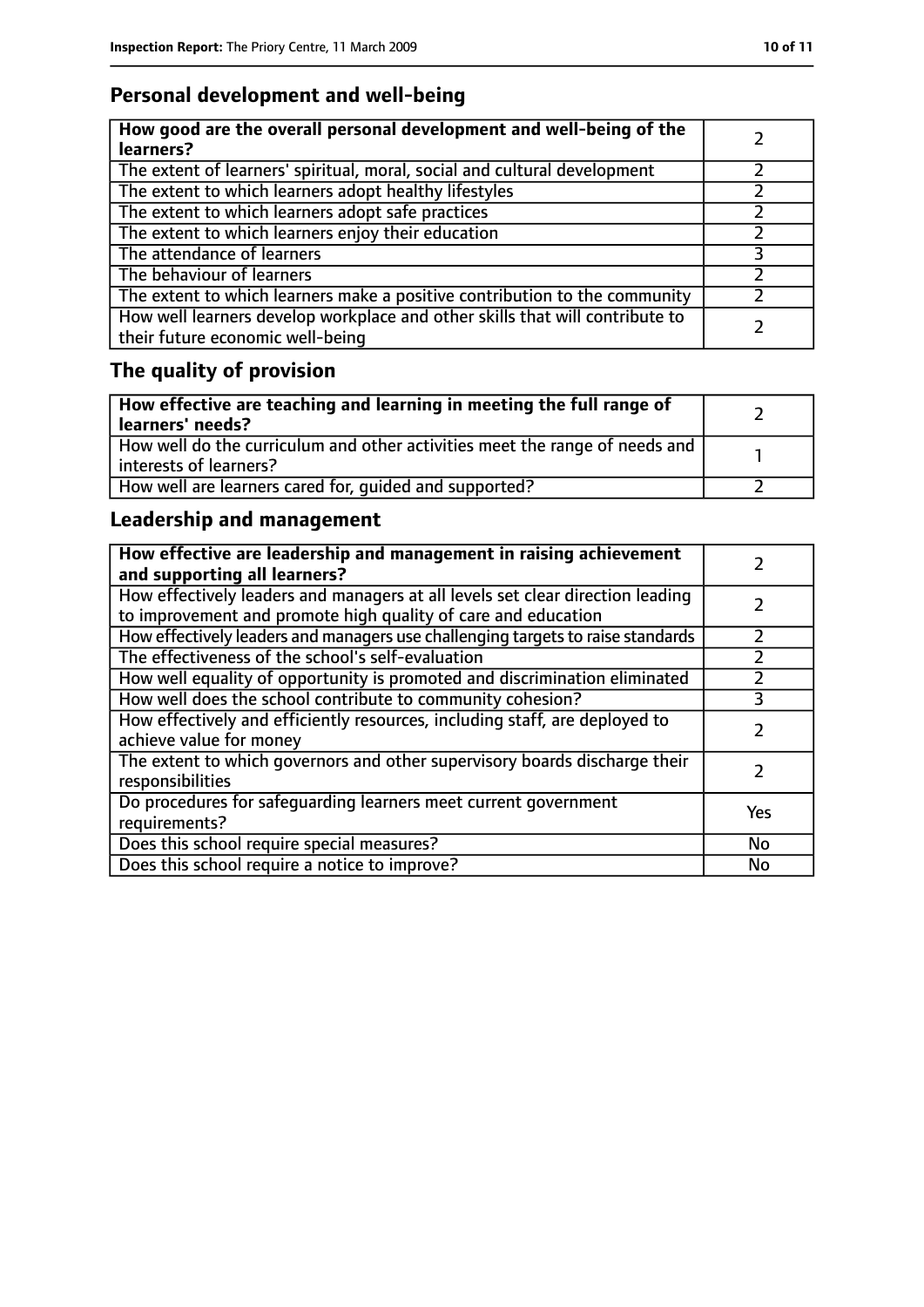## Personal development and well-being

| How good are the overall personal development and well-being of the learners? | 2 |
|---|---|
| The extent of learners' spiritual, moral, social and cultural development | 2 |
| The extent to which learners adopt healthy lifestyles | 2 |
| The extent to which learners adopt safe practices | 2 |
| The extent to which learners enjoy their education | 2 |
| The attendance of learners | 3 |
| The behaviour of learners | 2 |
| The extent to which learners make a positive contribution to the community | 2 |
| How well learners develop workplace and other skills that will contribute to their future economic well-being | 2 |

## The quality of provision

| How effective are teaching and learning in meeting the full range of learners' needs? | 2 |
|---|---|
| How well do the curriculum and other activities meet the range of needs and interests of learners? | 1 |
| How well are learners cared for, guided and supported? | 2 |

## Leadership and management

| How effective are leadership and management in raising achievement and supporting all learners? | 2 |
|---|---|
| How effectively leaders and managers at all levels set clear direction leading to improvement and promote high quality of care and education | 2 |
| How effectively leaders and managers use challenging targets to raise standards | 2 |
| The effectiveness of the school's self-evaluation | 2 |
| How well equality of opportunity is promoted and discrimination eliminated | 2 |
| How well does the school contribute to community cohesion? | 3 |
| How effectively and efficiently resources, including staff, are deployed to achieve value for money | 2 |
| The extent to which governors and other supervisory boards discharge their responsibilities | 2 |
| Do procedures for safeguarding learners meet current government requirements? | Yes |
| Does this school require special measures? | No |
| Does this school require a notice to improve? | No |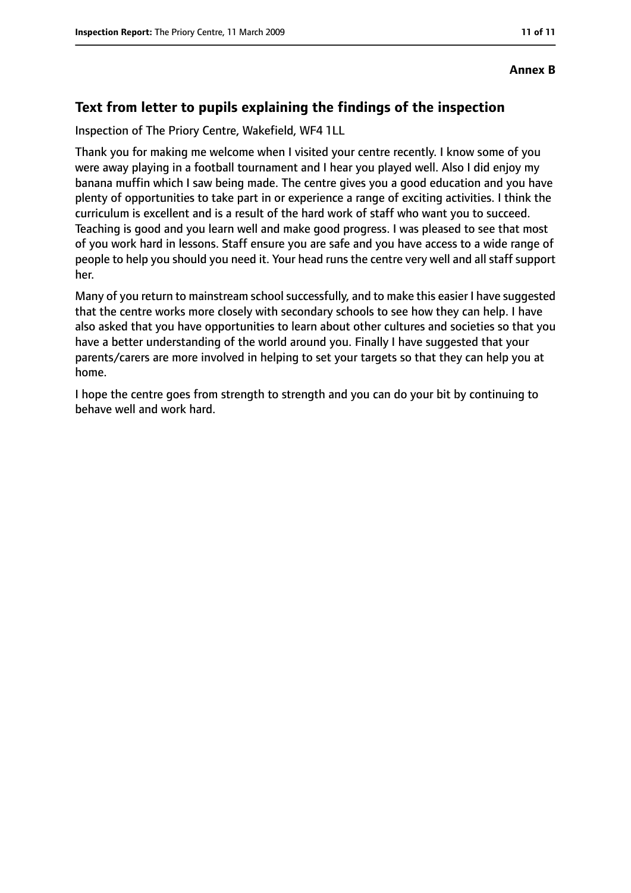**Annex B**

## Text from letter to pupils explaining the findings of the inspection

Inspection of The Priory Centre, Wakefield, WF4 1LL

Thank you for making me welcome when I visited your centre recently. I know some of you were away playing in a football tournament and I hear you played well. Also I did enjoy my banana muffin which I saw being made. The centre gives you a good education and you have plenty of opportunities to take part in or experience a range of exciting activities. I think the curriculum is excellent and is a result of the hard work of staff who want you to succeed. Teaching is good and you learn well and make good progress. I was pleased to see that most of you work hard in lessons. Staff ensure you are safe and you have access to a wide range of people to help you should you need it. Your head runs the centre very well and all staff support her.

Many of you return to mainstream school successfully, and to make this easier I have suggested that the centre works more closely with secondary schools to see how they can help. I have also asked that you have opportunities to learn about other cultures and societies so that you have a better understanding of the world around you. Finally I have suggested that your parents/carers are more involved in helping to set your targets so that they can help you at home.

I hope the centre goes from strength to strength and you can do your bit by continuing to behave well and work hard.